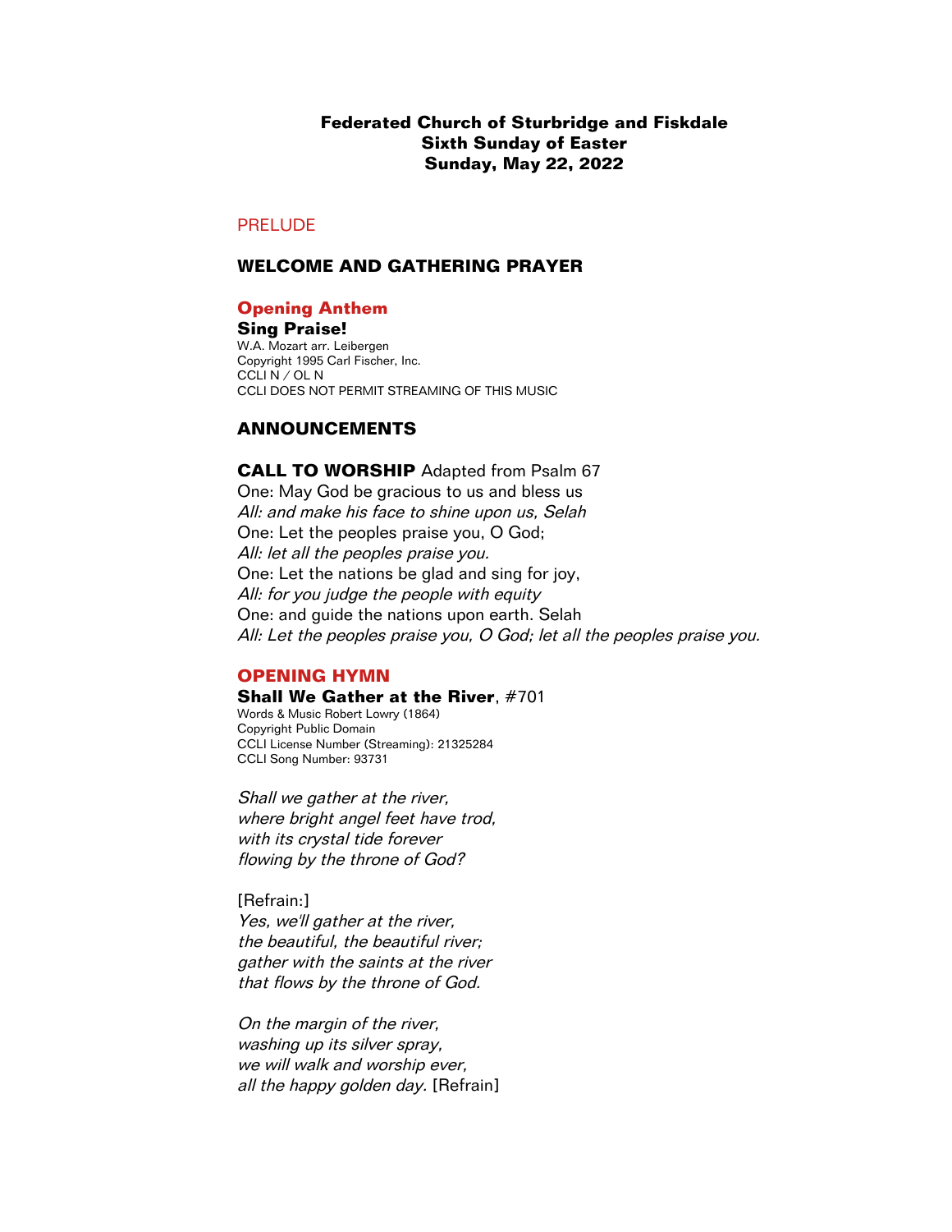**Federated Church of Sturbridge and Fiskdale**
**Sixth Sunday of Easter**
**Sunday, May 22, 2022**

PRELUDE

## WELCOME AND GATHERING PRAYER

### Opening Anthem

**Sing Praise!**
W.A. Mozart arr. Leibergen
Copyright 1995 Carl Fischer, Inc.
CCLI N / OL N
CCLI DOES NOT PERMIT STREAMING OF THIS MUSIC

## ANNOUNCEMENTS

**CALL TO WORSHIP** Adapted from Psalm 67
One: May God be gracious to us and bless us
*All: and make his face to shine upon us, Selah*
One: Let the peoples praise you, O God;
*All: let all the peoples praise you.*
One: Let the nations be glad and sing for joy,
*All: for you judge the people with equity*
One: and guide the nations upon earth. Selah
*All: Let the peoples praise you, O God; let all the peoples praise you.*

### OPENING HYMN

**Shall We Gather at the River**, #701
Words & Music Robert Lowry (1864)
Copyright Public Domain
CCLI License Number (Streaming): 21325284
CCLI Song Number: 93731

*Shall we gather at the river,*
*where bright angel feet have trod,*
*with its crystal tide forever*
*flowing by the throne of God?*

[Refrain:]
*Yes, we'll gather at the river,*
*the beautiful, the beautiful river;*
*gather with the saints at the river*
*that flows by the throne of God.*

*On the margin of the river,*
*washing up its silver spray,*
*we will walk and worship ever,*
*all the happy golden day.* [Refrain]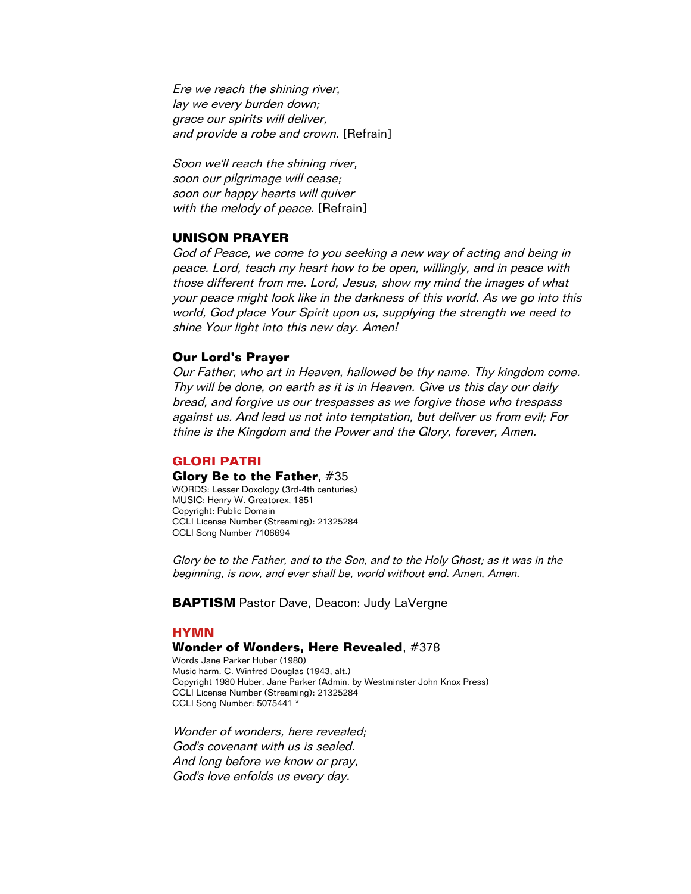*Ere we reach the shining river,*
*lay we every burden down;*
*grace our spirits will deliver,*
*and provide a robe and crown.* [Refrain]

*Soon we'll reach the shining river,*
*soon our pilgrimage will cease;*
*soon our happy hearts will quiver*
*with the melody of peace.* [Refrain]

## UNISON PRAYER

*God of Peace, we come to you seeking a new way of acting and being in peace. Lord, teach my heart how to be open, willingly, and in peace with those different from me. Lord, Jesus, show my mind the images of what your peace might look like in the darkness of this world. As we go into this world, God place Your Spirit upon us, supplying the strength we need to shine Your light into this new day. Amen!*

### Our Lord's Prayer

*Our Father, who art in Heaven, hallowed be thy name. Thy kingdom come. Thy will be done, on earth as it is in Heaven. Give us this day our daily bread, and forgive us our trespasses as we forgive those who trespass against us. And lead us not into temptation, but deliver us from evil; For thine is the Kingdom and the Power and the Glory, forever, Amen.*

## GLORI PATRI

**Glory Be to the Father**, #35

WORDS: Lesser Doxology (3rd-4th centuries)
MUSIC: Henry W. Greatorex, 1851
Copyright: Public Domain
CCLI License Number (Streaming): 21325284
CCLI Song Number 7106694

*Glory be to the Father, and to the Son, and to the Holy Ghost; as it was in the beginning, is now, and ever shall be, world without end. Amen, Amen.*

**BAPTISM** Pastor Dave, Deacon: Judy LaVergne

## HYMN

**Wonder of Wonders, Here Revealed**, #378

Words Jane Parker Huber (1980)
Music harm. C. Winfred Douglas (1943, alt.)
Copyright 1980 Huber, Jane Parker (Admin. by Westminster John Knox Press)
CCLI License Number (Streaming): 21325284
CCLI Song Number: 5075441 *

*Wonder of wonders, here revealed;*
*God's covenant with us is sealed.*
*And long before we know or pray,*
*God's love enfolds us every day.*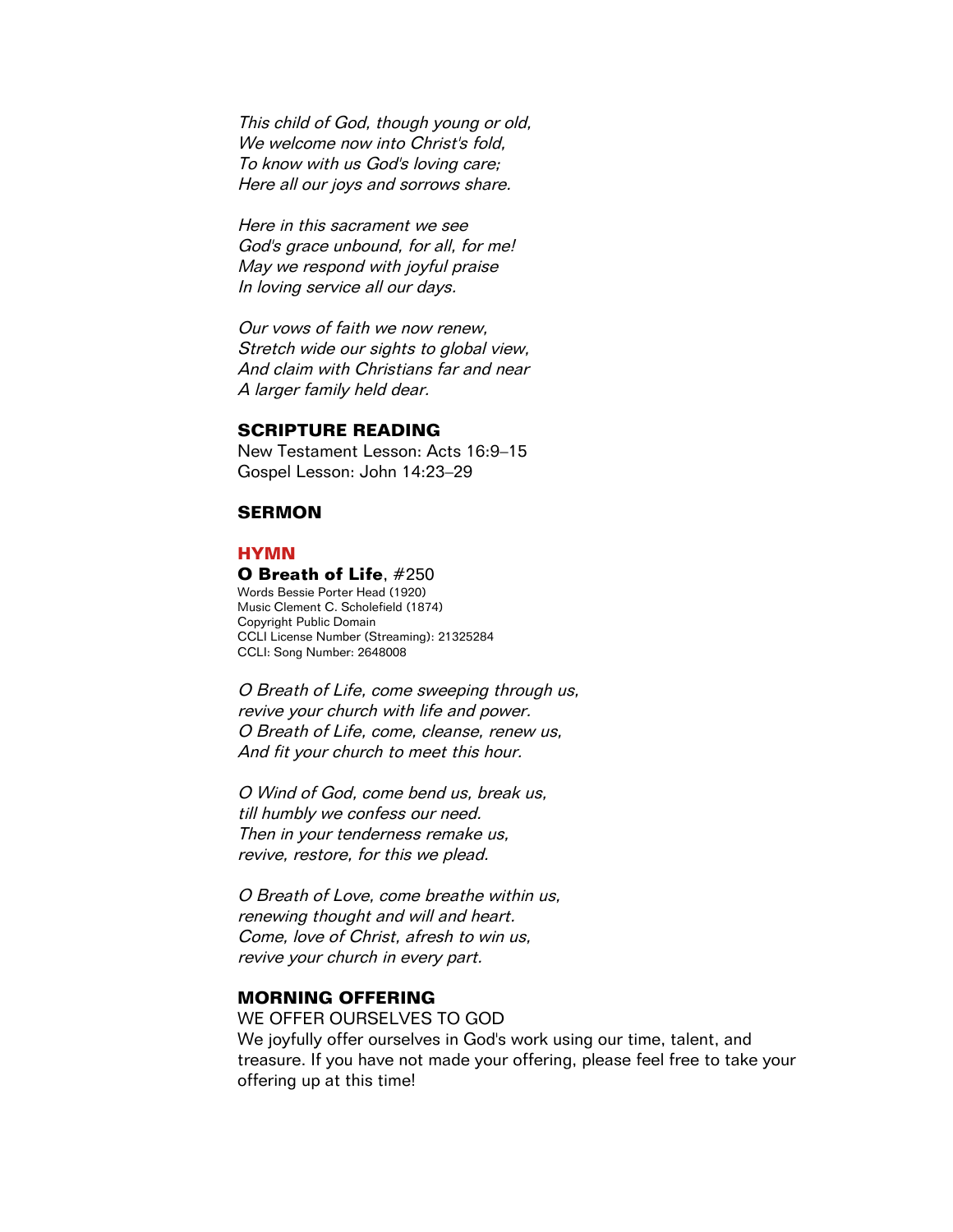*This child of God, though young or old,*
*We welcome now into Christ's fold,*
*To know with us God's loving care;*
*Here all our joys and sorrows share.*

*Here in this sacrament we see*
*God's grace unbound, for all, for me!*
*May we respond with joyful praise*
*In loving service all our days.*

*Our vows of faith we now renew,*
*Stretch wide our sights to global view,*
*And claim with Christians far and near*
*A larger family held dear.*

## SCRIPTURE READING

New Testament Lesson: Acts 16:9–15
Gospel Lesson: John 14:23–29

## SERMON

## HYMN

**O Breath of Life**, #250
Words Bessie Porter Head (1920)
Music Clement C. Scholefield (1874)
Copyright Public Domain
CCLI License Number (Streaming): 21325284
CCLI: Song Number: 2648008

*O Breath of Life, come sweeping through us,*
*revive your church with life and power.*
*O Breath of Life, come, cleanse, renew us,*
*And fit your church to meet this hour.*

*O Wind of God, come bend us, break us,*
*till humbly we confess our need.*
*Then in your tenderness remake us,*
*revive, restore, for this we plead.*

*O Breath of Love, come breathe within us,*
*renewing thought and will and heart.*
*Come, love of Christ, afresh to win us,*
*revive your church in every part.*

## MORNING OFFERING

WE OFFER OURSELVES TO GOD
We joyfully offer ourselves in God's work using our time, talent, and treasure. If you have not made your offering, please feel free to take your offering up at this time!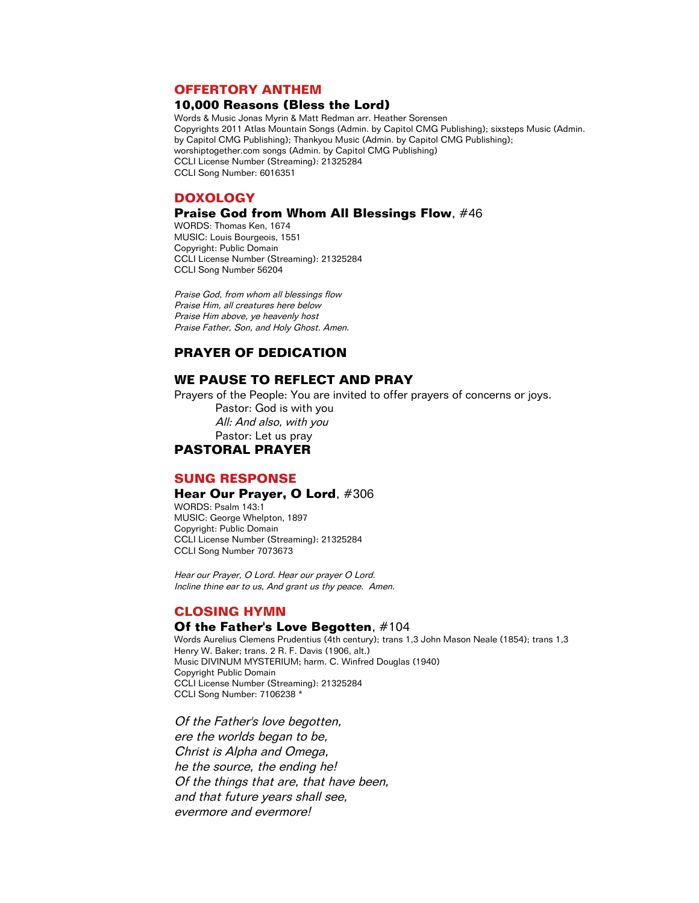## OFFERTORY ANTHEM

### 10,000 Reasons (Bless the Lord)

Words & Music Jonas Myrin & Matt Redman arr. Heather Sorensen
Copyrights 2011 Atlas Mountain Songs (Admin. by Capitol CMG Publishing); sixsteps Music (Admin. by Capitol CMG Publishing); Thankyou Music (Admin. by Capitol CMG Publishing); worshiptogether.com songs (Admin. by Capitol CMG Publishing)
CCLI License Number (Streaming): 21325284
CCLI Song Number: 6016351

## DOXOLOGY

### **Praise God from Whom All Blessings Flow**, #46

WORDS: Thomas Ken, 1674
MUSIC: Louis Bourgeois, 1551
Copyright: Public Domain
CCLI License Number (Streaming): 21325284
CCLI Song Number 56204

*Praise God, from whom all blessings flow*
*Praise Him, all creatures here below*
*Praise Him above, ye heavenly host*
*Praise Father, Son, and Holy Ghost. Amen.*

## PRAYER OF DEDICATION

## WE PAUSE TO REFLECT AND PRAY

Prayers of the People: You are invited to offer prayers of concerns or joys.

Pastor: God is with you
*All: And also, with you*
Pastor: Let us pray

## PASTORAL PRAYER

## SUNG RESPONSE

### **Hear Our Prayer, O Lord**, #306

WORDS: Psalm 143:1
MUSIC: George Whelpton, 1897
Copyright: Public Domain
CCLI License Number (Streaming): 21325284
CCLI Song Number 7073673

*Hear our Prayer, O Lord. Hear our prayer O Lord.*
*Incline thine ear to us, And grant us thy peace. Amen.*

## CLOSING HYMN

### **Of the Father's Love Begotten**, #104

Words Aurelius Clemens Prudentius (4th century); trans 1,3 John Mason Neale (1854); trans 1,3 Henry W. Baker; trans. 2 R. F. Davis (1906, alt.)
Music DIVINUM MYSTERIUM; harm. C. Winfred Douglas (1940)
Copyright Public Domain
CCLI License Number (Streaming): 21325284
CCLI Song Number: 7106238 *

*Of the Father's love begotten,*
*ere the worlds began to be,*
*Christ is Alpha and Omega,*
*he the source, the ending he!*
*Of the things that are, that have been,*
*and that future years shall see,*
*evermore and evermore!*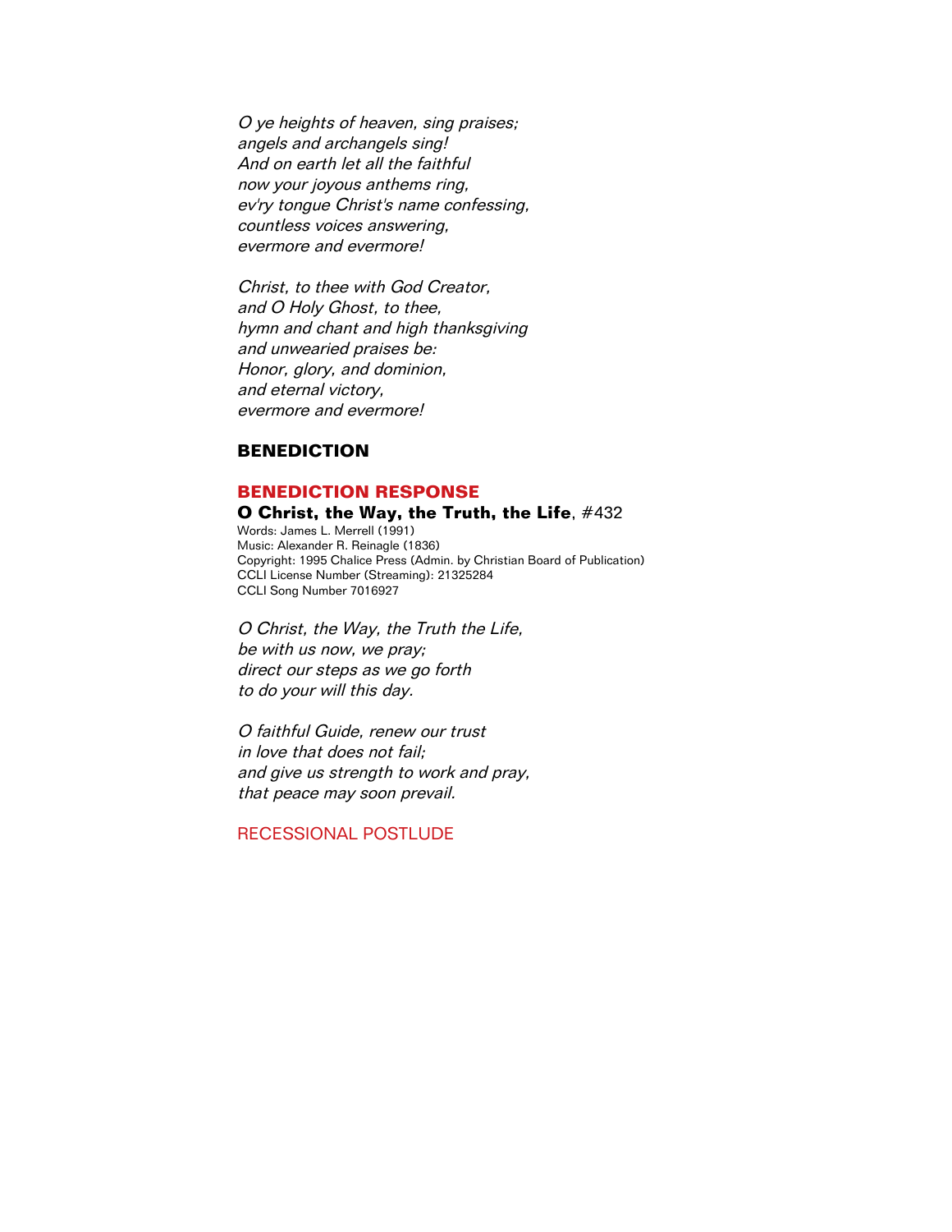*O ye heights of heaven, sing praises;*
*angels and archangels sing!*
*And on earth let all the faithful*
*now your joyous anthems ring,*
*ev'ry tongue Christ's name confessing,*
*countless voices answering,*
*evermore and evermore!*

*Christ, to thee with God Creator,*
*and O Holy Ghost, to thee,*
*hymn and chant and high thanksgiving*
*and unwearied praises be:*
*Honor, glory, and dominion,*
*and eternal victory,*
*evermore and evermore!*

## BENEDICTION

## BENEDICTION RESPONSE

**O Christ, the Way, the Truth, the Life**, #432

Words: James L. Merrell (1991)
Music: Alexander R. Reinagle (1836)
Copyright: 1995 Chalice Press (Admin. by Christian Board of Publication)
CCLI License Number (Streaming): 21325284
CCLI Song Number 7016927

*O Christ, the Way, the Truth the Life,*
*be with us now, we pray;*
*direct our steps as we go forth*
*to do your will this day.*

*O faithful Guide, renew our trust*
*in love that does not fail;*
*and give us strength to work and pray,*
*that peace may soon prevail.*

RECESSIONAL POSTLUDE